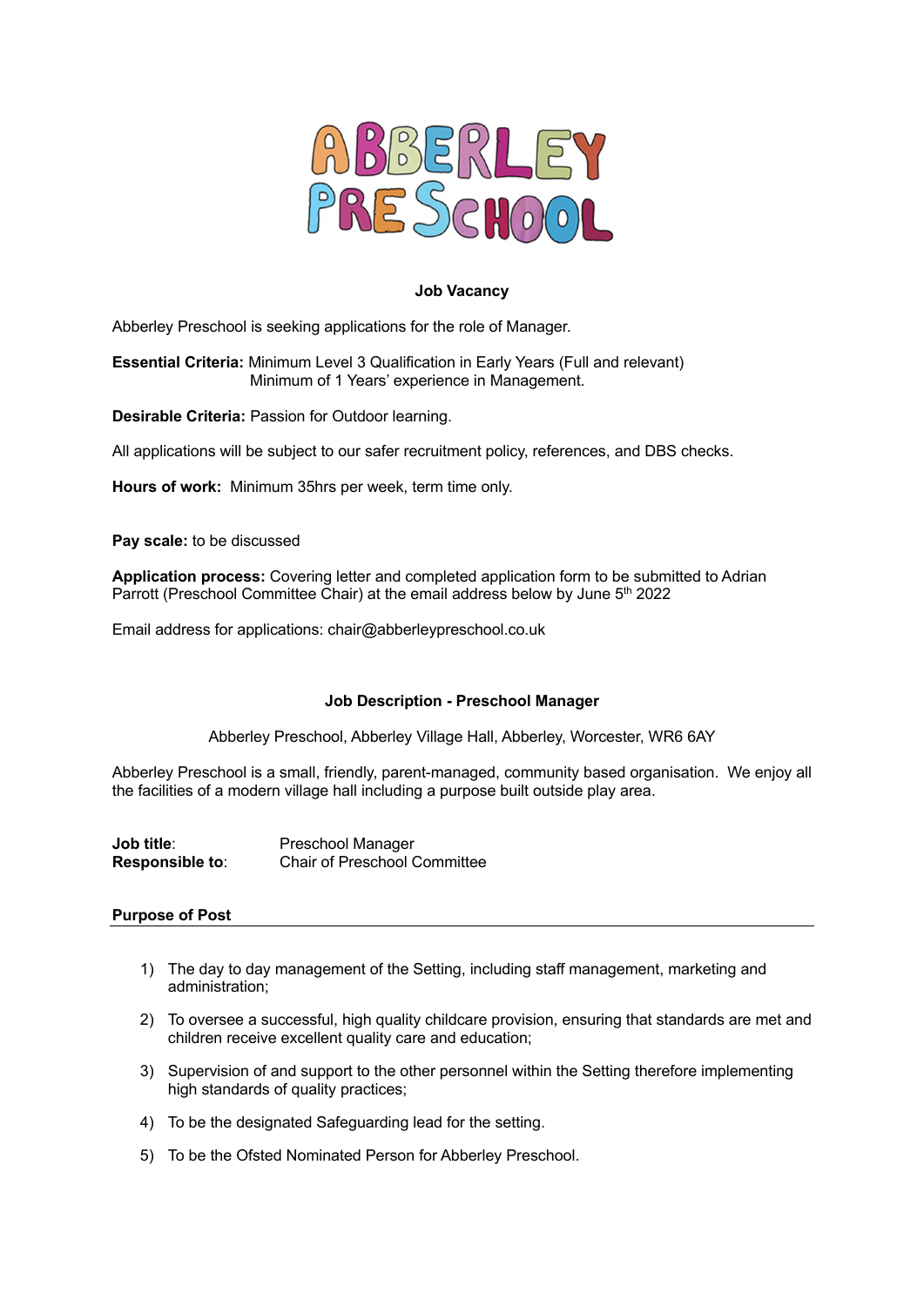# ABBERLEY PRESCHOOL

**Job Vacancy**

Abberley Preschool is seeking applications for the role of Manager.

**Essential Criteria:** Minimum Level 3 Qualification in Early Years (Full and relevant)
Minimum of 1 Years' experience in Management.

**Desirable Criteria:** Passion for Outdoor learning.

All applications will be subject to our safer recruitment policy, references, and DBS checks.

**Hours of work:** Minimum 35hrs per week, term time only.

**Pay scale:** to be discussed

**Application process:** Covering letter and completed application form to be submitted to Adrian Parrott (Preschool Committee Chair) at the email address below by June 5th 2022

Email address for applications: chair@abberleypreschool.co.uk

## Job Description - Preschool Manager

Abberley Preschool, Abberley Village Hall, Abberley, Worcester, WR6 6AY

Abberley Preschool is a small, friendly, parent-managed, community based organisation. We enjoy all the facilities of a modern village hall including a purpose built outside play area.

**Job title**: Preschool Manager
**Responsible to**: Chair of Preschool Committee

### Purpose of Post

1) The day to day management of the Setting, including staff management, marketing and administration;
2) To oversee a successful, high quality childcare provision, ensuring that standards are met and children receive excellent quality care and education;
3) Supervision of and support to the other personnel within the Setting therefore implementing high standards of quality practices;
4) To be the designated Safeguarding lead for the setting.
5) To be the Ofsted Nominated Person for Abberley Preschool.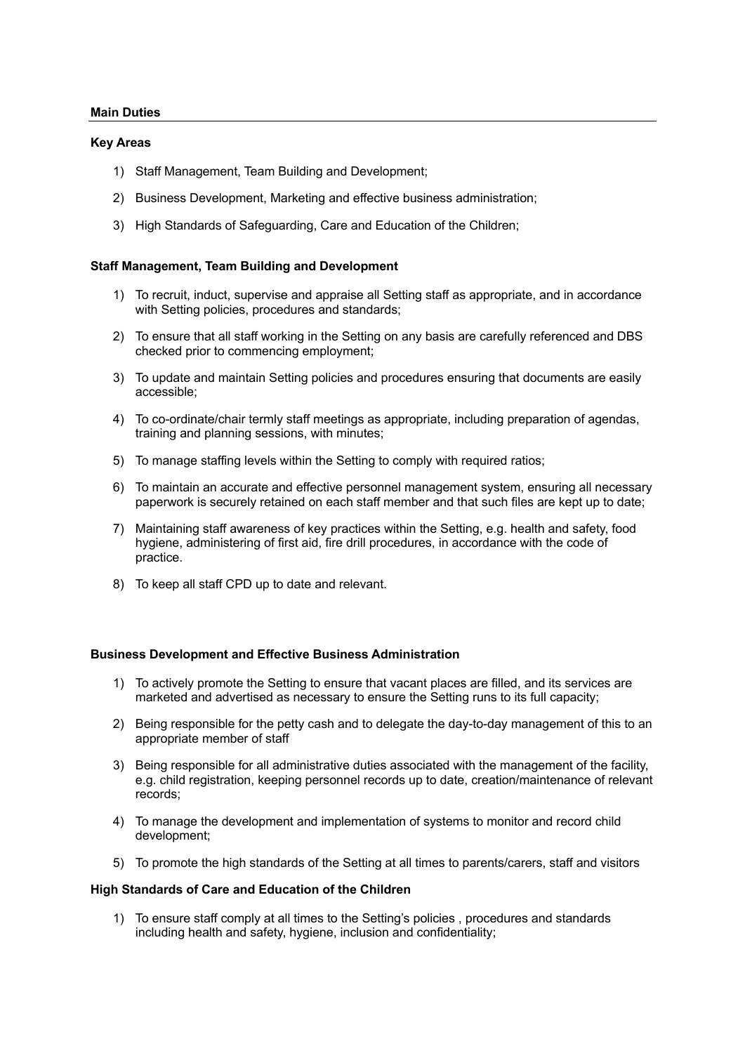**Main Duties**

---

**Key Areas**

1) Staff Management, Team Building and Development;

2) Business Development, Marketing and effective business administration;

3) High Standards of Safeguarding, Care and Education of the Children;

**Staff Management, Team Building and Development**

1) To recruit, induct, supervise and appraise all Setting staff as appropriate, and in accordance with Setting policies, procedures and standards;

2) To ensure that all staff working in the Setting on any basis are carefully referenced and DBS checked prior to commencing employment;

3) To update and maintain Setting policies and procedures ensuring that documents are easily accessible;

4) To co-ordinate/chair termly staff meetings as appropriate, including preparation of agendas, training and planning sessions, with minutes;

5) To manage staffing levels within the Setting to comply with required ratios;

6) To maintain an accurate and effective personnel management system, ensuring all necessary paperwork is securely retained on each staff member and that such files are kept up to date;

7) Maintaining staff awareness of key practices within the Setting, e.g. health and safety, food hygiene, administering of first aid, fire drill procedures, in accordance with the code of practice.

8) To keep all staff CPD up to date and relevant.

**Business Development and Effective Business Administration**

1) To actively promote the Setting to ensure that vacant places are filled, and its services are marketed and advertised as necessary to ensure the Setting runs to its full capacity;

2) Being responsible for the petty cash and to delegate the day-to-day management of this to an appropriate member of staff

3) Being responsible for all administrative duties associated with the management of the facility, e.g. child registration, keeping personnel records up to date, creation/maintenance of relevant records;

4) To manage the development and implementation of systems to monitor and record child development;

5) To promote the high standards of the Setting at all times to parents/carers, staff and visitors

**High Standards of Care and Education of the Children**

1) To ensure staff comply at all times to the Setting's policies , procedures and standards including health and safety, hygiene, inclusion and confidentiality;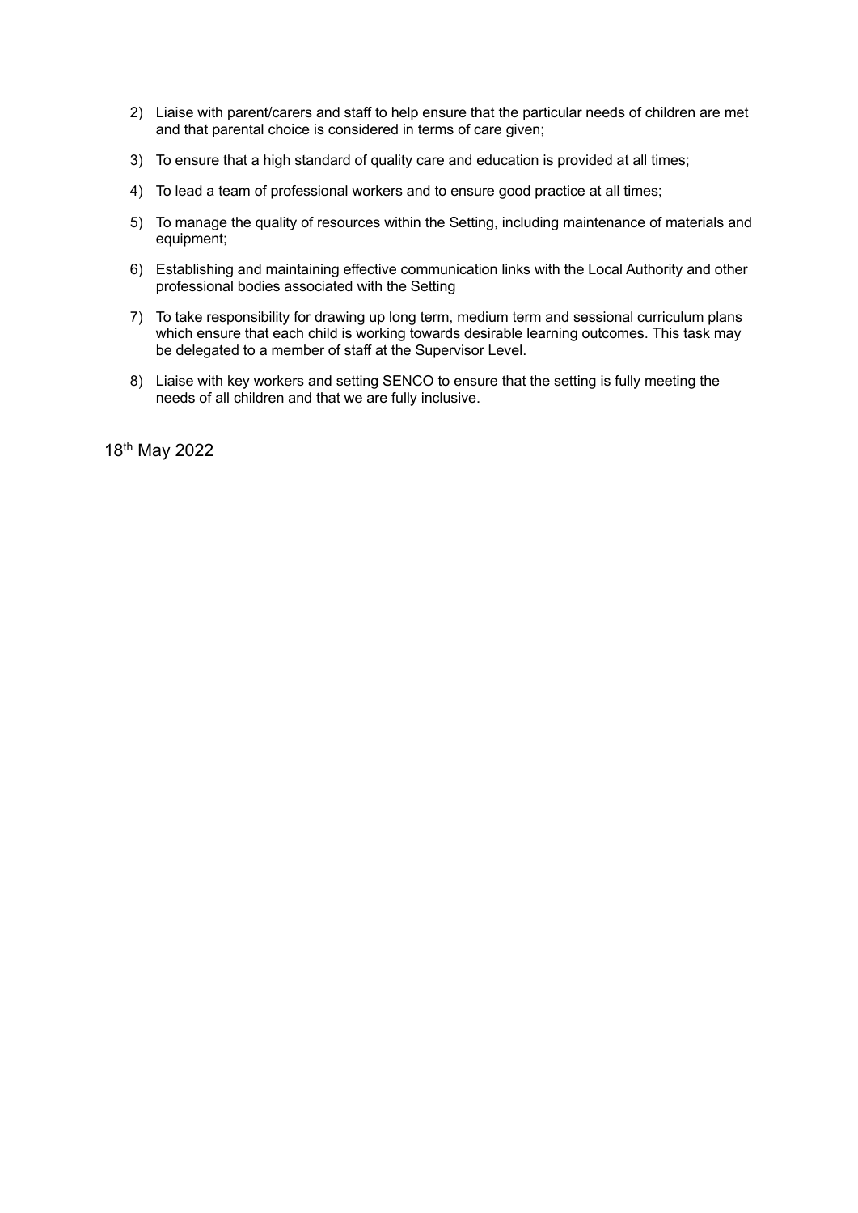2) Liaise with parent/carers and staff to help ensure that the particular needs of children are met and that parental choice is considered in terms of care given;
3) To ensure that a high standard of quality care and education is provided at all times;
4) To lead a team of professional workers and to ensure good practice at all times;
5) To manage the quality of resources within the Setting, including maintenance of materials and equipment;
6) Establishing and maintaining effective communication links with the Local Authority and other professional bodies associated with the Setting
7) To take responsibility for drawing up long term, medium term and sessional curriculum plans which ensure that each child is working towards desirable learning outcomes. This task may be delegated to a member of staff at the Supervisor Level.
8) Liaise with key workers and setting SENCO to ensure that the setting is fully meeting the needs of all children and that we are fully inclusive.

18th May 2022